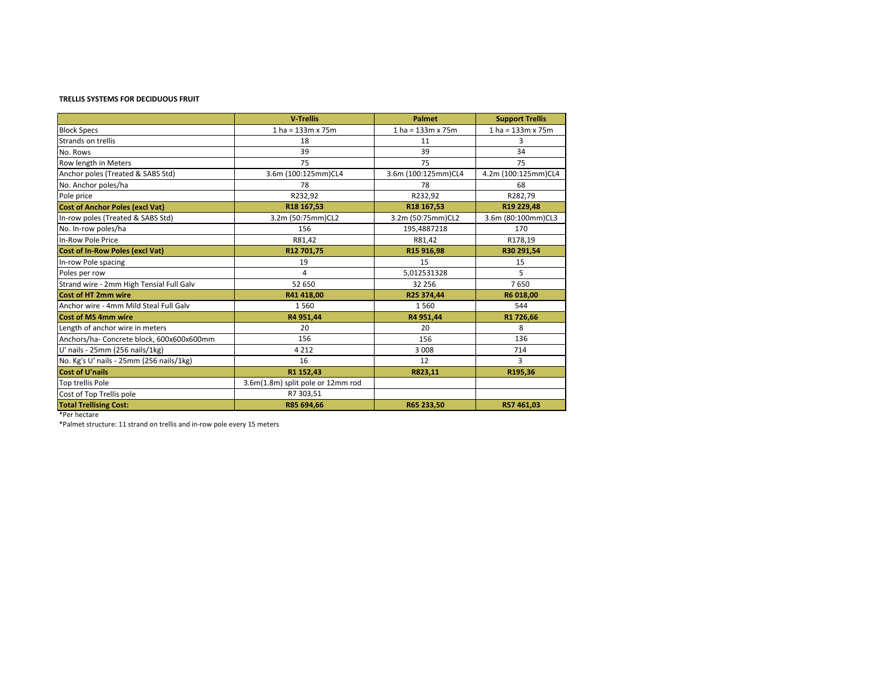**TRELLIS SYSTEMS FOR DECIDUOUS FRUIT**

| | V-Trellis | Palmet | Support Trellis |
|---|---|---|---|
| Block Specs | 1 ha = 133m x 75m | 1 ha = 133m x 75m | 1 ha = 133m x 75m |
| Strands on trellis | 18 | 11 | 3 |
| No. Rows | 39 | 39 | 34 |
| Row length in Meters | 75 | 75 | 75 |
| Anchor poles (Treated & SABS Std) | 3.6m (100:125mm)CL4 | 3.6m (100:125mm)CL4 | 4.2m (100:125mm)CL4 |
| No. Anchor poles/ha | 78 | 78 | 68 |
| Pole price | R232,92 | R232,92 | R282,79 |
| **Cost of Anchor Poles (excl Vat)** | **R18 167,53** | **R18 167,53** | **R19 229,48** |
| In-row poles (Treated & SABS Std) | 3.2m (50:75mm)CL2 | 3.2m (50:75mm)CL2 | 3.6m (80:100mm)CL3 |
| No. In-row poles/ha | 156 | 195,4887218 | 170 |
| In-Row Pole Price | R81,42 | R81,42 | R178,19 |
| **Cost of In-Row Poles (excl Vat)** | **R12 701,75** | **R15 916,98** | **R30 291,54** |
| In-row Pole spacing | 19 | 15 | 15 |
| Poles per row | 4 | 5,012531328 | 5 |
| Strand wire - 2mm High Tensial Full Galv | 52 650 | 32 256 | 7 650 |
| **Cost of HT 2mm wire** | **R41 418,00** | **R25 374,44** | **R6 018,00** |
| Anchor wire - 4mm Mild Steal Full Galv | 1 560 | 1 560 | 544 |
| **Cost of MS 4mm wire** | **R4 951,44** | **R4 951,44** | **R1 726,66** |
| Length of anchor wire in meters | 20 | 20 | 8 |
| Anchors/ha- Concrete block, 600x600x600mm | 156 | 156 | 136 |
| U' nails - 25mm (256 nails/1kg) | 4 212 | 3 008 | 714 |
| No. Kg's U' nails - 25mm (256 nails/1kg) | 16 | 12 | 3 |
| **Cost of U'nails** | **R1 152,43** | **R823,11** | **R195,36** |
| Top trellis Pole | 3.6m(1.8m) split pole or 12mm rod | | |
| Cost of Top Trellis pole | R7 303,51 | | |
| **Total Trellising Cost:** | **R85 694,66** | **R65 233,50** | **R57 461,03** |

*Per hectare

*Palmet structure: 11 strand on trellis and in-row pole every 15 meters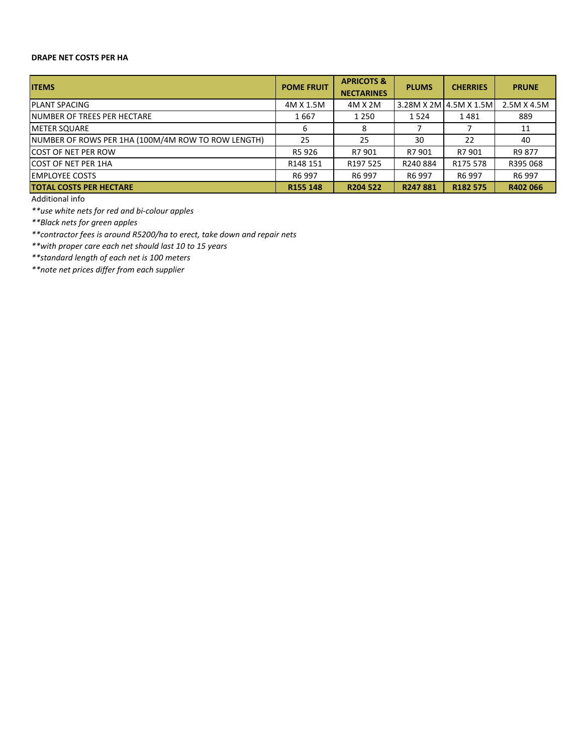**DRAPE NET COSTS PER HA**

| ITEMS | POME FRUIT | APRICOTS & NECTARINES | PLUMS | CHERRIES | PRUNE |
|---|---|---|---|---|---|
| PLANT SPACING | 4M X 1.5M | 4M X 2M | 3.28M X 2M | 4.5M X 1.5M | 2.5M X 4.5M |
| NUMBER OF TREES PER HECTARE | 1 667 | 1 250 | 1 524 | 1 481 | 889 |
| METER SQUARE | 6 | 8 | 7 | 7 | 11 |
| NUMBER OF ROWS PER 1HA (100M/4M ROW TO ROW LENGTH) | 25 | 25 | 30 | 22 | 40 |
| COST OF NET PER ROW | R5 926 | R7 901 | R7 901 | R7 901 | R9 877 |
| COST OF NET PER 1HA | R148 151 | R197 525 | R240 884 | R175 578 | R395 068 |
| EMPLOYEE COSTS | R6 997 | R6 997 | R6 997 | R6 997 | R6 997 |
| **TOTAL COSTS PER HECTARE** | **R155 148** | **R204 522** | **R247 881** | **R182 575** | **R402 066** |

Additional info

*\*\*use white nets for red and bi-colour apples*

*\*\*Black nets for green apples*

*\*\*contractor fees is around R5200/ha to erect, take down and repair nets*

*\*\*with proper care each net should last 10 to 15 years*

*\*\*standard length of each net is 100 meters*

*\*\*note net prices differ from each supplier*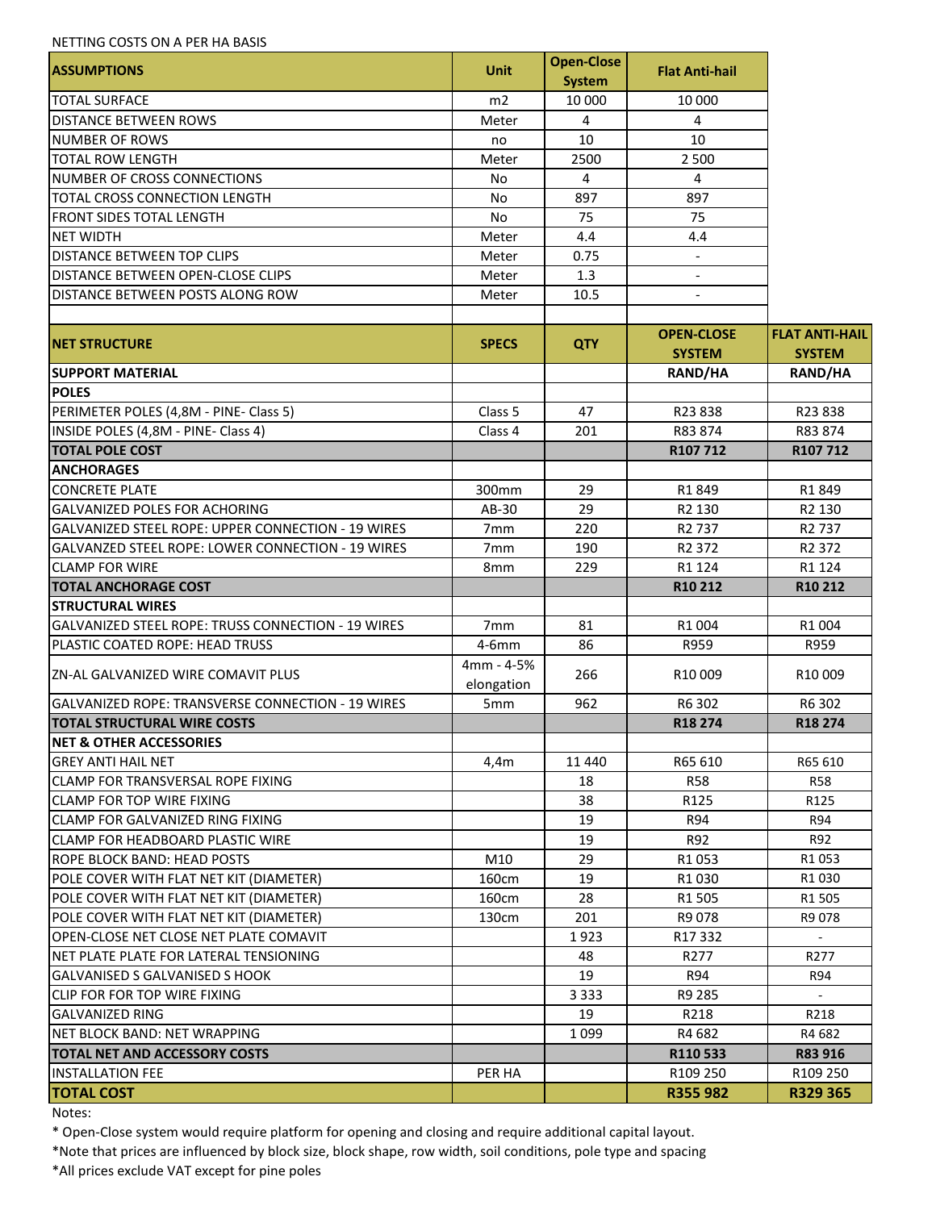NETTING COSTS ON A PER HA BASIS

| ASSUMPTIONS | Unit | Open-Close System | Flat Anti-hail | |
|---|---|---|---|---|
| TOTAL SURFACE | m2 | 10 000 | 10 000 | |
| DISTANCE BETWEEN ROWS | Meter | 4 | 4 | |
| NUMBER OF ROWS | no | 10 | 10 | |
| TOTAL ROW LENGTH | Meter | 2500 | 2 500 | |
| NUMBER OF CROSS CONNECTIONS | No | 4 | 4 | |
| TOTAL CROSS CONNECTION LENGTH | No | 897 | 897 | |
| FRONT SIDES TOTAL LENGTH | No | 75 | 75 | |
| NET WIDTH | Meter | 4.4 | 4.4 | |
| DISTANCE BETWEEN TOP CLIPS | Meter | 0.75 | - | |
| DISTANCE BETWEEN OPEN-CLOSE CLIPS | Meter | 1.3 | - | |
| DISTANCE BETWEEN POSTS ALONG ROW | Meter | 10.5 | - | |
| | | | | |
| **NET STRUCTURE** | **SPECS** | **QTY** | **OPEN-CLOSE SYSTEM** | **FLAT ANTI-HAIL SYSTEM** |
| **SUPPORT MATERIAL** | | | **RAND/HA** | **RAND/HA** |
| **POLES** | | | | |
| PERIMETER POLES (4,8M - PINE- Class 5) | Class 5 | 47 | R23 838 | R23 838 |
| INSIDE POLES (4,8M - PINE- Class 4) | Class 4 | 201 | R83 874 | R83 874 |
| **TOTAL POLE COST** | | | **R107 712** | **R107 712** |
| **ANCHORAGES** | | | | |
| CONCRETE PLATE | 300mm | 29 | R1 849 | R1 849 |
| GALVANIZED POLES FOR ACHORING | AB-30 | 29 | R2 130 | R2 130 |
| GALVANIZED STEEL ROPE: UPPER CONNECTION - 19 WIRES | 7mm | 220 | R2 737 | R2 737 |
| GALVANZED STEEL ROPE: LOWER CONNECTION - 19 WIRES | 7mm | 190 | R2 372 | R2 372 |
| CLAMP FOR WIRE | 8mm | 229 | R1 124 | R1 124 |
| **TOTAL ANCHORAGE COST** | | | **R10 212** | **R10 212** |
| **STRUCTURAL WIRES** | | | | |
| GALVANIZED STEEL ROPE: TRUSS CONNECTION - 19 WIRES | 7mm | 81 | R1 004 | R1 004 |
| PLASTIC COATED ROPE: HEAD TRUSS | 4-6mm | 86 | R959 | R959 |
| ZN-AL GALVANIZED WIRE COMAVIT PLUS | 4mm - 4-5% elongation | 266 | R10 009 | R10 009 |
| GALVANIZED ROPE: TRANSVERSE CONNECTION - 19 WIRES | 5mm | 962 | R6 302 | R6 302 |
| **TOTAL STRUCTURAL WIRE COSTS** | | | **R18 274** | **R18 274** |
| **NET & OTHER ACCESSORIES** | | | | |
| GREY ANTI HAIL NET | 4,4m | 11 440 | R65 610 | R65 610 |
| CLAMP FOR TRANSVERSAL ROPE FIXING | | 18 | R58 | R58 |
| CLAMP FOR TOP WIRE FIXING | | 38 | R125 | R125 |
| CLAMP FOR GALVANIZED RING FIXING | | 19 | R94 | R94 |
| CLAMP FOR HEADBOARD PLASTIC WIRE | | 19 | R92 | R92 |
| ROPE BLOCK BAND: HEAD POSTS | M10 | 29 | R1 053 | R1 053 |
| POLE COVER WITH FLAT NET KIT (DIAMETER) | 160cm | 19 | R1 030 | R1 030 |
| POLE COVER WITH FLAT NET KIT (DIAMETER) | 160cm | 28 | R1 505 | R1 505 |
| POLE COVER WITH FLAT NET KIT (DIAMETER) | 130cm | 201 | R9 078 | R9 078 |
| OPEN-CLOSE NET CLOSE NET PLATE COMAVIT | | 1 923 | R17 332 | - |
| NET PLATE PLATE FOR LATERAL TENSIONING | | 48 | R277 | R277 |
| GALVANISED S GALVANISED S HOOK | | 19 | R94 | R94 |
| CLIP FOR FOR TOP WIRE FIXING | | 3 333 | R9 285 | - |
| GALVANIZED RING | | 19 | R218 | R218 |
| NET BLOCK BAND: NET WRAPPING | | 1 099 | R4 682 | R4 682 |
| **TOTAL NET AND ACCESSORY COSTS** | | | **R110 533** | **R83 916** |
| INSTALLATION FEE | PER HA | | R109 250 | R109 250 |
| **TOTAL COST** | | | **R355 982** | **R329 365** |

Notes:

* Open-Close system would require platform for opening and closing and require additional capital layout.

*Note that prices are influenced by block size, block shape, row width, soil conditions, pole type and spacing

*All prices exclude VAT except for pine poles